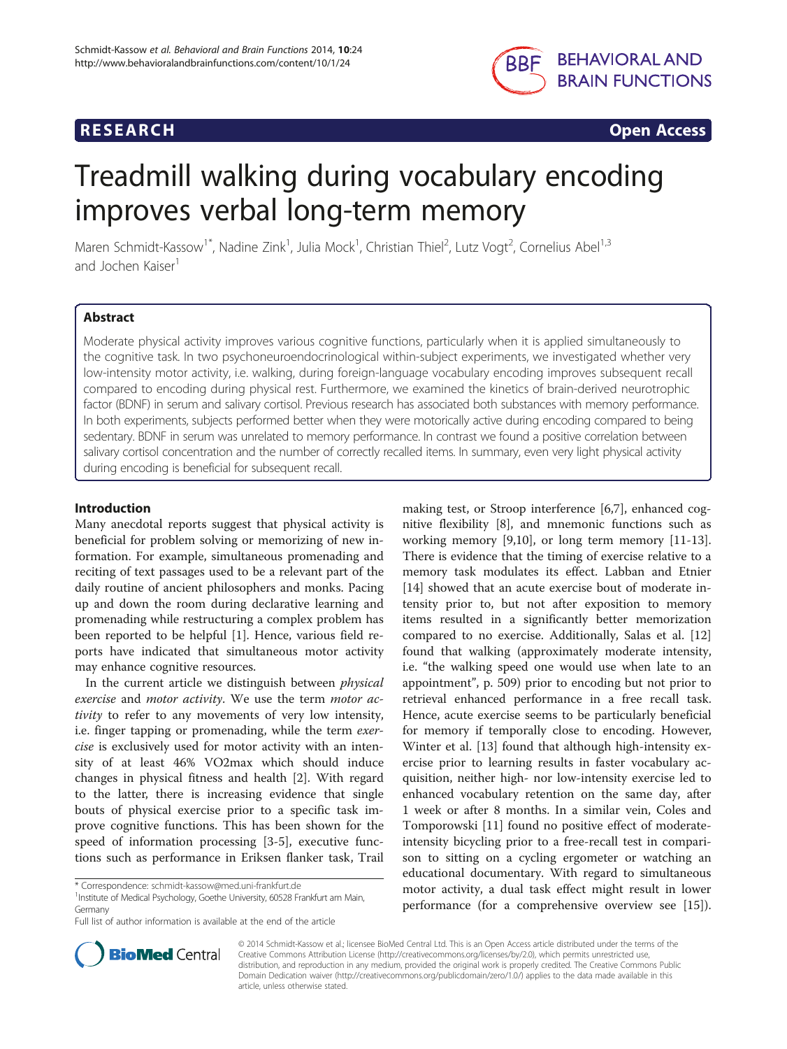RESEARCH Open Access

# Treadmill walking during vocabulary encoding improves verbal long-term memory

Maren Schmidt-Kassow[1*], Nadine Zink[1], Julia Mock[1], Christian Thiel[2], Lutz Vogt[2], Cornelius Abel[1,3] and Jochen Kaiser[1]

## Abstract

Moderate physical activity improves various cognitive functions, particularly when it is applied simultaneously to the cognitive task. In two psychoneuroendocrinological within-subject experiments, we investigated whether very low-intensity motor activity, i.e. walking, during foreign-language vocabulary encoding improves subsequent recall compared to encoding during physical rest. Furthermore, we examined the kinetics of brain-derived neurotrophic factor (BDNF) in serum and salivary cortisol. Previous research has associated both substances with memory performance. In both experiments, subjects performed better when they were motorically active during encoding compared to being sedentary. BDNF in serum was unrelated to memory performance. In contrast we found a positive correlation between salivary cortisol concentration and the number of correctly recalled items. In summary, even very light physical activity during encoding is beneficial for subsequent recall.

## Introduction

Many anecdotal reports suggest that physical activity is beneficial for problem solving or memorizing of new information. For example, simultaneous promenading and reciting of text passages used to be a relevant part of the daily routine of ancient philosophers and monks. Pacing up and down the room during declarative learning and promenading while restructuring a complex problem has been reported to be helpful [1]. Hence, various field reports have indicated that simultaneous motor activity may enhance cognitive resources.

In the current article we distinguish between *physical exercise* and *motor activity*. We use the term *motor activity* to refer to any movements of very low intensity, i.e. finger tapping or promenading, while the term *exercise* is exclusively used for motor activity with an intensity of at least 46% VO2max which should induce changes in physical fitness and health [2]. With regard to the latter, there is increasing evidence that single bouts of physical exercise prior to a specific task improve cognitive functions. This has been shown for the speed of information processing [3-5], executive functions such as performance in Eriksen flanker task, Trail making test, or Stroop interference [6,7], enhanced cognitive flexibility [8], and mnemonic functions such as working memory [9,10], or long term memory [11-13]. There is evidence that the timing of exercise relative to a memory task modulates its effect. Labban and Etnier [14] showed that an acute exercise bout of moderate intensity prior to, but not after exposition to memory items resulted in a significantly better memorization compared to no exercise. Additionally, Salas et al. [12] found that walking (approximately moderate intensity, i.e. "the walking speed one would use when late to an appointment", p. 509) prior to encoding but not prior to retrieval enhanced performance in a free recall task. Hence, acute exercise seems to be particularly beneficial for memory if temporally close to encoding. However, Winter et al. [13] found that although high-intensity exercise prior to learning results in faster vocabulary acquisition, neither high- nor low-intensity exercise led to enhanced vocabulary retention on the same day, after 1 week or after 8 months. In a similar vein, Coles and Tomporowski [11] found no positive effect of moderate-intensity bicycling prior to a free-recall test in comparison to sitting on a cycling ergometer or watching an educational documentary. With regard to simultaneous motor activity, a dual task effect might result in lower performance (for a comprehensive overview see [15]).

\* Correspondence: schmidt-kassow@med.uni-frankfurt.de
[1]Institute of Medical Psychology, Goethe University, 60528 Frankfurt am Main, Germany
Full list of author information is available at the end of the article

© 2014 Schmidt-Kassow et al.; licensee BioMed Central Ltd. This is an Open Access article distributed under the terms of the Creative Commons Attribution License (http://creativecommons.org/licenses/by/2.0), which permits unrestricted use, distribution, and reproduction in any medium, provided the original work is properly credited. The Creative Commons Public Domain Dedication waiver (http://creativecommons.org/publicdomain/zero/1.0/) applies to the data made available in this article, unless otherwise stated.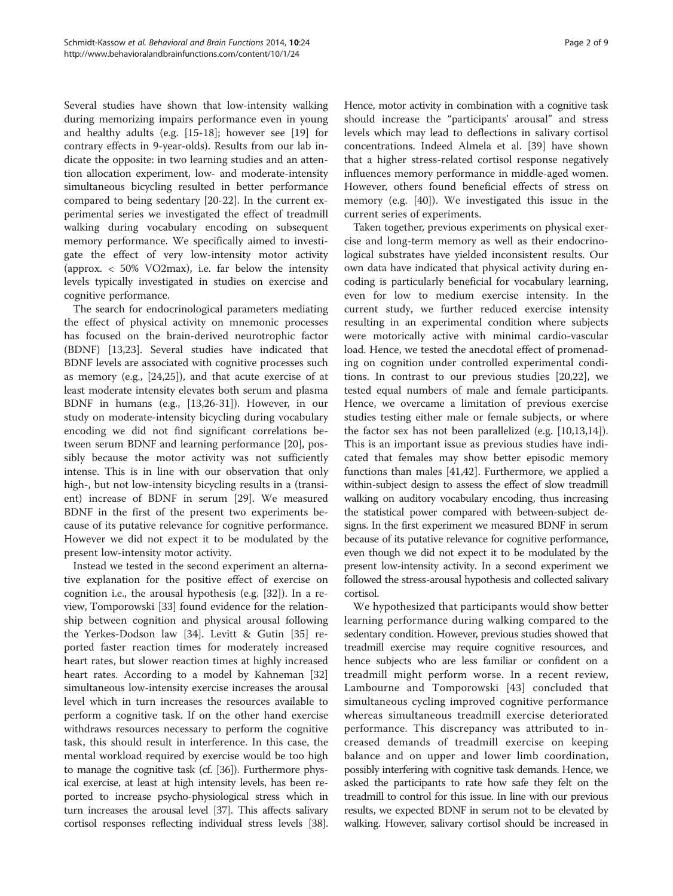Several studies have shown that low-intensity walking during memorizing impairs performance even in young and healthy adults (e.g. [15-18]; however see [19] for contrary effects in 9-year-olds). Results from our lab indicate the opposite: in two learning studies and an attention allocation experiment, low- and moderate-intensity simultaneous bicycling resulted in better performance compared to being sedentary [20-22]. In the current experimental series we investigated the effect of treadmill walking during vocabulary encoding on subsequent memory performance. We specifically aimed to investigate the effect of very low-intensity motor activity (approx. < 50% VO2max), i.e. far below the intensity levels typically investigated in studies on exercise and cognitive performance.

The search for endocrinological parameters mediating the effect of physical activity on mnemonic processes has focused on the brain-derived neurotrophic factor (BDNF) [13,23]. Several studies have indicated that BDNF levels are associated with cognitive processes such as memory (e.g., [24,25]), and that acute exercise of at least moderate intensity elevates both serum and plasma BDNF in humans (e.g., [13,26-31]). However, in our study on moderate-intensity bicycling during vocabulary encoding we did not find significant correlations between serum BDNF and learning performance [20], possibly because the motor activity was not sufficiently intense. This is in line with our observation that only high-, but not low-intensity bicycling results in a (transient) increase of BDNF in serum [29]. We measured BDNF in the first of the present two experiments because of its putative relevance for cognitive performance. However we did not expect it to be modulated by the present low-intensity motor activity.

Instead we tested in the second experiment an alternative explanation for the positive effect of exercise on cognition i.e., the arousal hypothesis (e.g. [32]). In a review, Tomporowski [33] found evidence for the relationship between cognition and physical arousal following the Yerkes-Dodson law [34]. Levitt & Gutin [35] reported faster reaction times for moderately increased heart rates, but slower reaction times at highly increased heart rates. According to a model by Kahneman [32] simultaneous low-intensity exercise increases the arousal level which in turn increases the resources available to perform a cognitive task. If on the other hand exercise withdraws resources necessary to perform the cognitive task, this should result in interference. In this case, the mental workload required by exercise would be too high to manage the cognitive task (cf. [36]). Furthermore physical exercise, at least at high intensity levels, has been reported to increase psycho-physiological stress which in turn increases the arousal level [37]. This affects salivary cortisol responses reflecting individual stress levels [38]. Hence, motor activity in combination with a cognitive task should increase the "participants' arousal" and stress levels which may lead to deflections in salivary cortisol concentrations. Indeed Almela et al. [39] have shown that a higher stress-related cortisol response negatively influences memory performance in middle-aged women. However, others found beneficial effects of stress on memory (e.g. [40]). We investigated this issue in the current series of experiments.

Taken together, previous experiments on physical exercise and long-term memory as well as their endocrinological substrates have yielded inconsistent results. Our own data have indicated that physical activity during encoding is particularly beneficial for vocabulary learning, even for low to medium exercise intensity. In the current study, we further reduced exercise intensity resulting in an experimental condition where subjects were motorically active with minimal cardio-vascular load. Hence, we tested the anecdotal effect of promenading on cognition under controlled experimental conditions. In contrast to our previous studies [20,22], we tested equal numbers of male and female participants. Hence, we overcame a limitation of previous exercise studies testing either male or female subjects, or where the factor sex has not been parallelized (e.g. [10,13,14]). This is an important issue as previous studies have indicated that females may show better episodic memory functions than males [41,42]. Furthermore, we applied a within-subject design to assess the effect of slow treadmill walking on auditory vocabulary encoding, thus increasing the statistical power compared with between-subject designs. In the first experiment we measured BDNF in serum because of its putative relevance for cognitive performance, even though we did not expect it to be modulated by the present low-intensity activity. In a second experiment we followed the stress-arousal hypothesis and collected salivary cortisol.

We hypothesized that participants would show better learning performance during walking compared to the sedentary condition. However, previous studies showed that treadmill exercise may require cognitive resources, and hence subjects who are less familiar or confident on a treadmill might perform worse. In a recent review, Lambourne and Tomporowski [43] concluded that simultaneous cycling improved cognitive performance whereas simultaneous treadmill exercise deteriorated performance. This discrepancy was attributed to increased demands of treadmill exercise on keeping balance and on upper and lower limb coordination, possibly interfering with cognitive task demands. Hence, we asked the participants to rate how safe they felt on the treadmill to control for this issue. In line with our previous results, we expected BDNF in serum not to be elevated by walking. However, salivary cortisol should be increased in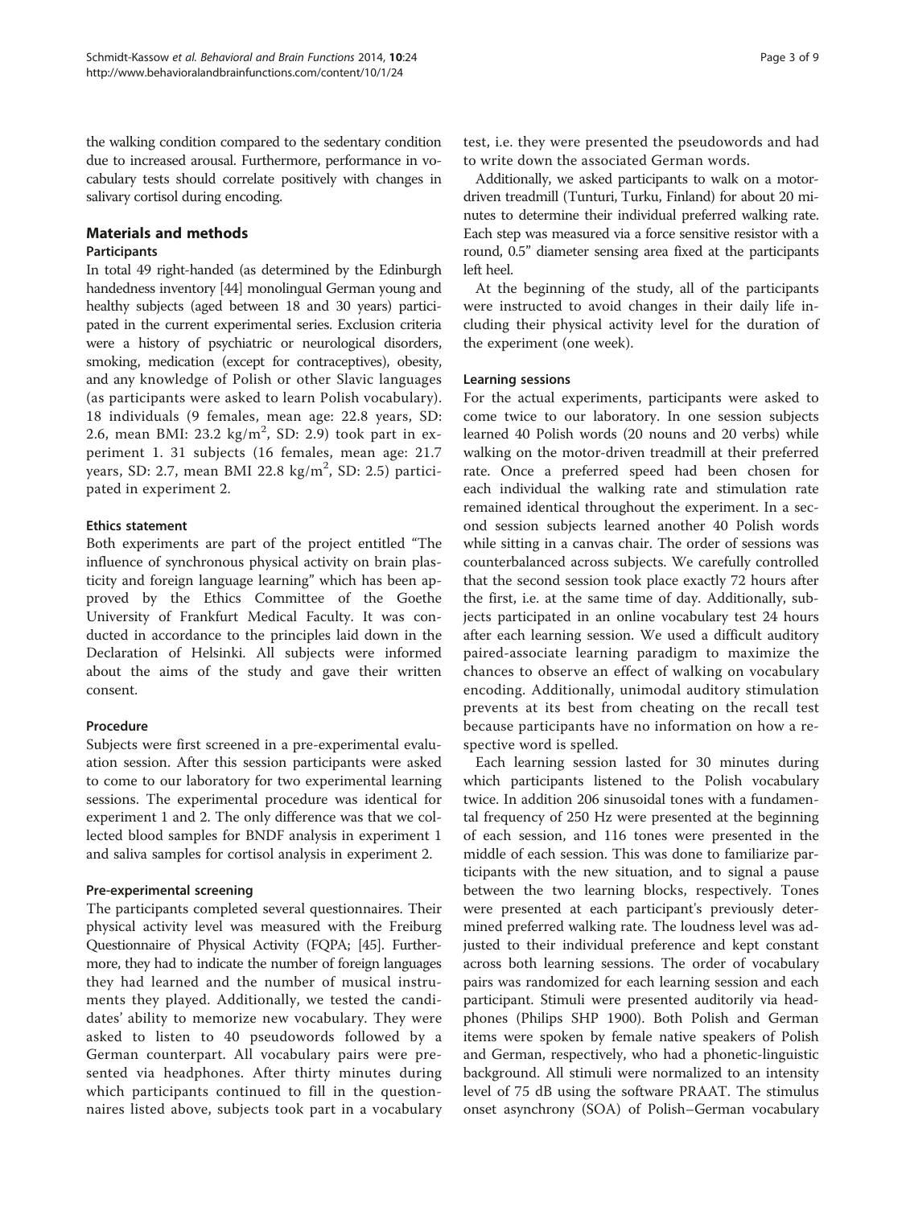the walking condition compared to the sedentary condition due to increased arousal. Furthermore, performance in vocabulary tests should correlate positively with changes in salivary cortisol during encoding.

## Materials and methods

### Participants

In total 49 right-handed (as determined by the Edinburgh handedness inventory [44] monolingual German young and healthy subjects (aged between 18 and 30 years) participated in the current experimental series. Exclusion criteria were a history of psychiatric or neurological disorders, smoking, medication (except for contraceptives), obesity, and any knowledge of Polish or other Slavic languages (as participants were asked to learn Polish vocabulary). 18 individuals (9 females, mean age: 22.8 years, SD: 2.6, mean BMI: 23.2 kg/m$^2$, SD: 2.9) took part in experiment 1. 31 subjects (16 females, mean age: 21.7 years, SD: 2.7, mean BMI 22.8 kg/m$^2$, SD: 2.5) participated in experiment 2.

### Ethics statement

Both experiments are part of the project entitled "The influence of synchronous physical activity on brain plasticity and foreign language learning" which has been approved by the Ethics Committee of the Goethe University of Frankfurt Medical Faculty. It was conducted in accordance to the principles laid down in the Declaration of Helsinki. All subjects were informed about the aims of the study and gave their written consent.

### Procedure

Subjects were first screened in a pre-experimental evaluation session. After this session participants were asked to come to our laboratory for two experimental learning sessions. The experimental procedure was identical for experiment 1 and 2. The only difference was that we collected blood samples for BNDF analysis in experiment 1 and saliva samples for cortisol analysis in experiment 2.

#### Pre-experimental screening

The participants completed several questionnaires. Their physical activity level was measured with the Freiburg Questionnaire of Physical Activity (FQPA; [45]. Furthermore, they had to indicate the number of foreign languages they had learned and the number of musical instruments they played. Additionally, we tested the candidates' ability to memorize new vocabulary. They were asked to listen to 40 pseudowords followed by a German counterpart. All vocabulary pairs were presented via headphones. After thirty minutes during which participants continued to fill in the questionnaires listed above, subjects took part in a vocabulary test, i.e. they were presented the pseudowords and had to write down the associated German words.

Additionally, we asked participants to walk on a motor-driven treadmill (Tunturi, Turku, Finland) for about 20 minutes to determine their individual preferred walking rate. Each step was measured via a force sensitive resistor with a round, 0.5" diameter sensing area fixed at the participants left heel.

At the beginning of the study, all of the participants were instructed to avoid changes in their daily life including their physical activity level for the duration of the experiment (one week).

#### Learning sessions

For the actual experiments, participants were asked to come twice to our laboratory. In one session subjects learned 40 Polish words (20 nouns and 20 verbs) while walking on the motor-driven treadmill at their preferred rate. Once a preferred speed had been chosen for each individual the walking rate and stimulation rate remained identical throughout the experiment. In a second session subjects learned another 40 Polish words while sitting in a canvas chair. The order of sessions was counterbalanced across subjects. We carefully controlled that the second session took place exactly 72 hours after the first, i.e. at the same time of day. Additionally, subjects participated in an online vocabulary test 24 hours after each learning session. We used a difficult auditory paired-associate learning paradigm to maximize the chances to observe an effect of walking on vocabulary encoding. Additionally, unimodal auditory stimulation prevents at its best from cheating on the recall test because participants have no information on how a respective word is spelled.

Each learning session lasted for 30 minutes during which participants listened to the Polish vocabulary twice. In addition 206 sinusoidal tones with a fundamental frequency of 250 Hz were presented at the beginning of each session, and 116 tones were presented in the middle of each session. This was done to familiarize participants with the new situation, and to signal a pause between the two learning blocks, respectively. Tones were presented at each participant's previously determined preferred walking rate. The loudness level was adjusted to their individual preference and kept constant across both learning sessions. The order of vocabulary pairs was randomized for each learning session and each participant. Stimuli were presented auditorily via headphones (Philips SHP 1900). Both Polish and German items were spoken by female native speakers of Polish and German, respectively, who had a phonetic-linguistic background. All stimuli were normalized to an intensity level of 75 dB using the software PRAAT. The stimulus onset asynchrony (SOA) of Polish–German vocabulary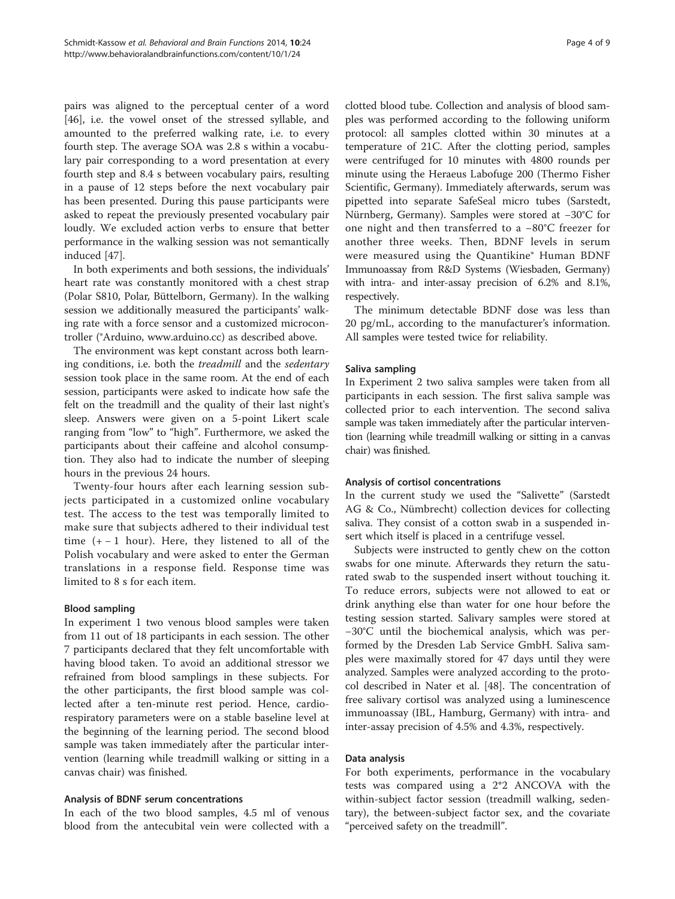pairs was aligned to the perceptual center of a word [46], i.e. the vowel onset of the stressed syllable, and amounted to the preferred walking rate, i.e. to every fourth step. The average SOA was 2.8 s within a vocabulary pair corresponding to a word presentation at every fourth step and 8.4 s between vocabulary pairs, resulting in a pause of 12 steps before the next vocabulary pair has been presented. During this pause participants were asked to repeat the previously presented vocabulary pair loudly. We excluded action verbs to ensure that better performance in the walking session was not semantically induced [47].

In both experiments and both sessions, the individuals' heart rate was constantly monitored with a chest strap (Polar S810, Polar, Büttelborn, Germany). In the walking session we additionally measured the participants' walking rate with a force sensor and a customized microcontroller (®Arduino, www.arduino.cc) as described above.

The environment was kept constant across both learning conditions, i.e. both the *treadmill* and the *sedentary* session took place in the same room. At the end of each session, participants were asked to indicate how safe the felt on the treadmill and the quality of their last night's sleep. Answers were given on a 5-point Likert scale ranging from "low" to "high". Furthermore, we asked the participants about their caffeine and alcohol consumption. They also had to indicate the number of sleeping hours in the previous 24 hours.

Twenty-four hours after each learning session subjects participated in a customized online vocabulary test. The access to the test was temporally limited to make sure that subjects adhered to their individual test time (+ − 1 hour). Here, they listened to all of the Polish vocabulary and were asked to enter the German translations in a response field. Response time was limited to 8 s for each item.

#### Blood sampling

In experiment 1 two venous blood samples were taken from 11 out of 18 participants in each session. The other 7 participants declared that they felt uncomfortable with having blood taken. To avoid an additional stressor we refrained from blood samplings in these subjects. For the other participants, the first blood sample was collected after a ten-minute rest period. Hence, cardiorespiratory parameters were on a stable baseline level at the beginning of the learning period. The second blood sample was taken immediately after the particular intervention (learning while treadmill walking or sitting in a canvas chair) was finished.

#### Analysis of BDNF serum concentrations

In each of the two blood samples, 4.5 ml of venous blood from the antecubital vein were collected with a clotted blood tube. Collection and analysis of blood samples was performed according to the following uniform protocol: all samples clotted within 30 minutes at a temperature of 21C. After the clotting period, samples were centrifuged for 10 minutes with 4800 rounds per minute using the Heraeus Labofuge 200 (Thermo Fisher Scientific, Germany). Immediately afterwards, serum was pipetted into separate SafeSeal micro tubes (Sarstedt, Nürnberg, Germany). Samples were stored at −30°C for one night and then transferred to a −80°C freezer for another three weeks. Then, BDNF levels in serum were measured using the Quantikine® Human BDNF Immunoassay from R&D Systems (Wiesbaden, Germany) with intra- and inter-assay precision of 6.2% and 8.1%, respectively.

The minimum detectable BDNF dose was less than 20 pg/mL, according to the manufacturer's information. All samples were tested twice for reliability.

#### Saliva sampling

In Experiment 2 two saliva samples were taken from all participants in each session. The first saliva sample was collected prior to each intervention. The second saliva sample was taken immediately after the particular intervention (learning while treadmill walking or sitting in a canvas chair) was finished.

#### Analysis of cortisol concentrations

In the current study we used the "Salivette" (Sarstedt AG & Co., Nümbrecht) collection devices for collecting saliva. They consist of a cotton swab in a suspended insert which itself is placed in a centrifuge vessel.

Subjects were instructed to gently chew on the cotton swabs for one minute. Afterwards they return the saturated swab to the suspended insert without touching it. To reduce errors, subjects were not allowed to eat or drink anything else than water for one hour before the testing session started. Salivary samples were stored at −30°C until the biochemical analysis, which was performed by the Dresden Lab Service GmbH. Saliva samples were maximally stored for 47 days until they were analyzed. Samples were analyzed according to the protocol described in Nater et al. [48]. The concentration of free salivary cortisol was analyzed using a luminescence immunoassay (IBL, Hamburg, Germany) with intra- and inter-assay precision of 4.5% and 4.3%, respectively.

#### Data analysis

For both experiments, performance in the vocabulary tests was compared using a 2*2 ANCOVA with the within-subject factor session (treadmill walking, sedentary), the between-subject factor sex, and the covariate "perceived safety on the treadmill".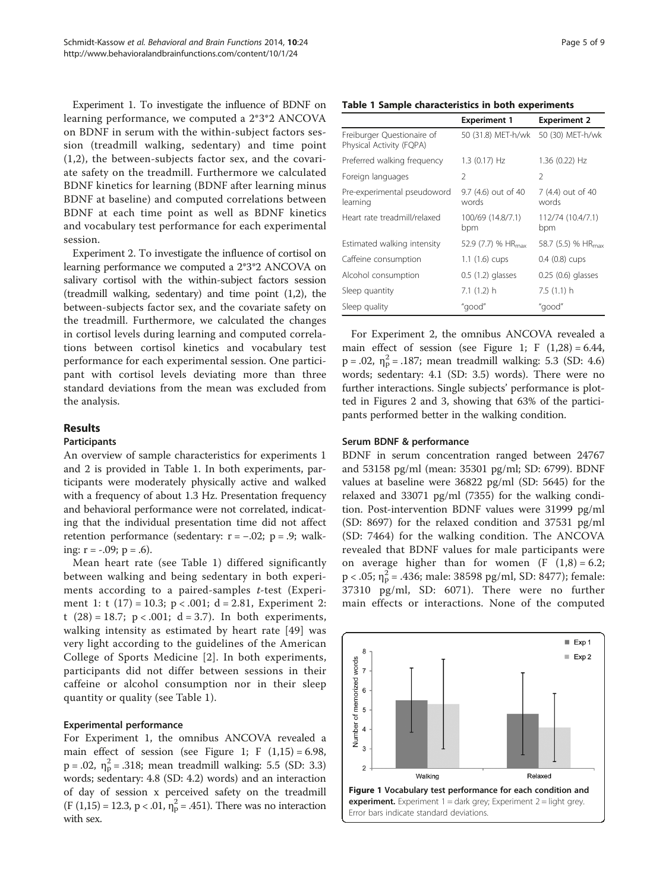Experiment 1. To investigate the influence of BDNF on learning performance, we computed a 2*3*2 ANCOVA on BDNF in serum with the within-subject factors session (treadmill walking, sedentary) and time point (1,2), the between-subjects factor sex, and the covariate safety on the treadmill. Furthermore we calculated BDNF kinetics for learning (BDNF after learning minus BDNF at baseline) and computed correlations between BDNF at each time point as well as BDNF kinetics and vocabulary test performance for each experimental session.

Experiment 2. To investigate the influence of cortisol on learning performance we computed a 2*3*2 ANCOVA on salivary cortisol with the within-subject factors session (treadmill walking, sedentary) and time point (1,2), the between-subjects factor sex, and the covariate safety on the treadmill. Furthermore, we calculated the changes in cortisol levels during learning and computed correlations between cortisol kinetics and vocabulary test performance for each experimental session. One participant with cortisol levels deviating more than three standard deviations from the mean was excluded from the analysis.

## Results

### Participants

An overview of sample characteristics for experiments 1 and 2 is provided in Table 1. In both experiments, participants were moderately physically active and walked with a frequency of about 1.3 Hz. Presentation frequency and behavioral performance were not correlated, indicating that the individual presentation time did not affect retention performance (sedentary: $r = -.02$; $p = .9$; walking: $r = -.09$; $p = .6$).

Mean heart rate (see Table 1) differed significantly between walking and being sedentary in both experiments according to a paired-samples *t*-test (Experiment 1: $t\ (17) = 10.3$; $p < .001$; $d = 2.81$, Experiment 2: $t\ (28) = 18.7$; $p < .001$; $d = 3.7$). In both experiments, walking intensity as estimated by heart rate [49] was very light according to the guidelines of the American College of Sports Medicine [2]. In both experiments, participants did not differ between sessions in their caffeine or alcohol consumption nor in their sleep quantity or quality (see Table 1).

### Experimental performance

For Experiment 1, the omnibus ANCOVA revealed a main effect of session (see Figure 1; $F\ (1,15) = 6.98$, $p = .02$, $\eta_p^2 = .318$; mean treadmill walking: 5.5 (SD: 3.3) words; sedentary: 4.8 (SD: 4.2) words) and an interaction of day of session x perceived safety on the treadmill ($F\ (1,15) = 12.3$, $p < .01$, $\eta_p^2 = .451$). There was no interaction with sex.

**Table 1 Sample characteristics in both experiments**

| | Experiment 1 | Experiment 2 |
|---|---|---|
| Freiburger Questionaire of Physical Activity (FQPA) | 50 (31.8) MET-h/wk | 50 (30) MET-h/wk |
| Preferred walking frequency | 1.3 (0.17) Hz | 1.36 (0.22) Hz |
| Foreign languages | 2 | 2 |
| Pre-experimental pseudoword learning | 9.7 (4.6) out of 40 words | 7 (4.4) out of 40 words |
| Heart rate treadmill/relaxed | 100/69 (14.8/7.1) bpm | 112/74 (10.4/7.1) bpm |
| Estimated walking intensity | 52.9 (7.7) % $HR_{max}$ | 58.7 (5.5) % $HR_{max}$ |
| Caffeine consumption | 1.1 (1.6) cups | 0.4 (0.8) cups |
| Alcohol consumption | 0.5 (1.2) glasses | 0.25 (0.6) glasses |
| Sleep quantity | 7.1 (1.2) h | 7.5 (1.1) h |
| Sleep quality | "good" | "good" |

For Experiment 2, the omnibus ANCOVA revealed a main effect of session (see Figure 1; $F\ (1,28) = 6.44$, $p = .02$, $\eta_p^2 = .187$; mean treadmill walking: 5.3 (SD: 4.6) words; sedentary: 4.1 (SD: 3.5) words). There were no further interactions. Single subjects' performance is plotted in Figures 2 and 3, showing that 63% of the participants performed better in the walking condition.

### Serum BDNF & performance

BDNF in serum concentration ranged between 24767 and 53158 pg/ml (mean: 35301 pg/ml; SD: 6799). BDNF values at baseline were 36822 pg/ml (SD: 5645) for the relaxed and 33071 pg/ml (7355) for the walking condition. Post-intervention BDNF values were 31999 pg/ml (SD: 8697) for the relaxed condition and 37531 pg/ml (SD: 7464) for the walking condition. The ANCOVA revealed that BDNF values for male participants were on average higher than for women ($F\ (1,8) = 6.2$; $p < .05$; $\eta_p^2 = .436$; male: 38598 pg/ml, SD: 8477); female: 37310 pg/ml, SD: 6071). There were no further main effects or interactions. None of the computed

**Figure 1 Vocabulary test performance for each condition and experiment.** Experiment 1 = dark grey; Experiment 2 = light grey. Error bars indicate standard deviations.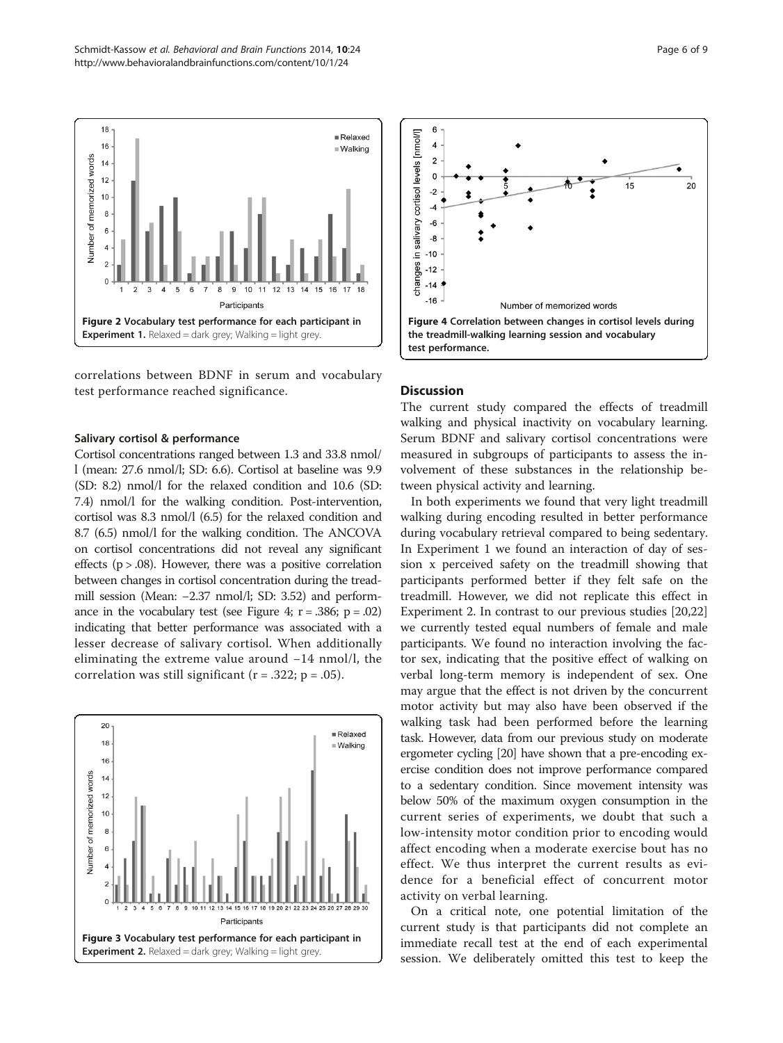Figure 2 Vocabulary test performance for each participant in Experiment 1. Relaxed = dark grey; Walking = light grey.

correlations between BDNF in serum and vocabulary test performance reached significance.

### Salivary cortisol & performance

Cortisol concentrations ranged between 1.3 and 33.8 nmol/l (mean: 27.6 nmol/l; SD: 6.6). Cortisol at baseline was 9.9 (SD: 8.2) nmol/l for the relaxed condition and 10.6 (SD: 7.4) nmol/l for the walking condition. Post-intervention, cortisol was 8.3 nmol/l (6.5) for the relaxed condition and 8.7 (6.5) nmol/l for the walking condition. The ANCOVA on cortisol concentrations did not reveal any significant effects ($p > .08$). However, there was a positive correlation between changes in cortisol concentration during the treadmill session (Mean: −2.37 nmol/l; SD: 3.52) and performance in the vocabulary test (see Figure 4; $r = .386$; $p = .02$) indicating that better performance was associated with a lesser decrease of salivary cortisol. When additionally eliminating the extreme value around −14 nmol/l, the correlation was still significant ($r = .322$; $p = .05$).

Figure 3 Vocabulary test performance for each participant in Experiment 2. Relaxed = dark grey; Walking = light grey.

Figure 4 Correlation between changes in cortisol levels during the treadmill-walking learning session and vocabulary test performance.

## Discussion

The current study compared the effects of treadmill walking and physical inactivity on vocabulary learning. Serum BDNF and salivary cortisol concentrations were measured in subgroups of participants to assess the involvement of these substances in the relationship between physical activity and learning.

In both experiments we found that very light treadmill walking during encoding resulted in better performance during vocabulary retrieval compared to being sedentary. In Experiment 1 we found an interaction of day of session x perceived safety on the treadmill showing that participants performed better if they felt safe on the treadmill. However, we did not replicate this effect in Experiment 2. In contrast to our previous studies [20,22] we currently tested equal numbers of female and male participants. We found no interaction involving the factor sex, indicating that the positive effect of walking on verbal long-term memory is independent of sex. One may argue that the effect is not driven by the concurrent motor activity but may also have been observed if the walking task had been performed before the learning task. However, data from our previous study on moderate ergometer cycling [20] have shown that a pre-encoding exercise condition does not improve performance compared to a sedentary condition. Since movement intensity was below 50% of the maximum oxygen consumption in the current series of experiments, we doubt that such a low-intensity motor condition prior to encoding would affect encoding when a moderate exercise bout has no effect. We thus interpret the current results as evidence for a beneficial effect of concurrent motor activity on verbal learning.

On a critical note, one potential limitation of the current study is that participants did not complete an immediate recall test at the end of each experimental session. We deliberately omitted this test to keep the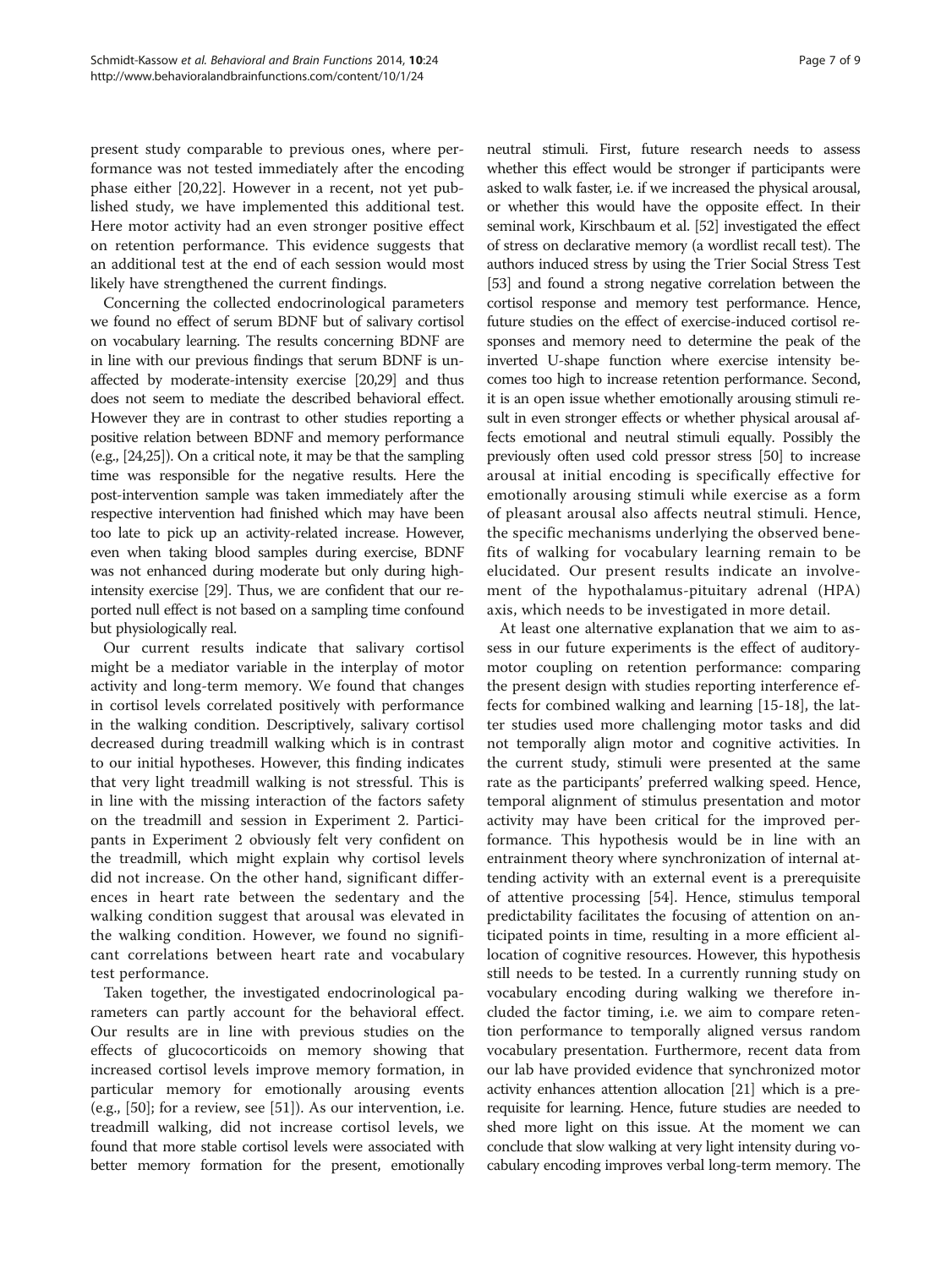present study comparable to previous ones, where performance was not tested immediately after the encoding phase either [20,22]. However in a recent, not yet published study, we have implemented this additional test. Here motor activity had an even stronger positive effect on retention performance. This evidence suggests that an additional test at the end of each session would most likely have strengthened the current findings.

Concerning the collected endocrinological parameters we found no effect of serum BDNF but of salivary cortisol on vocabulary learning. The results concerning BDNF are in line with our previous findings that serum BDNF is unaffected by moderate-intensity exercise [20,29] and thus does not seem to mediate the described behavioral effect. However they are in contrast to other studies reporting a positive relation between BDNF and memory performance (e.g., [24,25]). On a critical note, it may be that the sampling time was responsible for the negative results. Here the post-intervention sample was taken immediately after the respective intervention had finished which may have been too late to pick up an activity-related increase. However, even when taking blood samples during exercise, BDNF was not enhanced during moderate but only during high-intensity exercise [29]. Thus, we are confident that our reported null effect is not based on a sampling time confound but physiologically real.

Our current results indicate that salivary cortisol might be a mediator variable in the interplay of motor activity and long-term memory. We found that changes in cortisol levels correlated positively with performance in the walking condition. Descriptively, salivary cortisol decreased during treadmill walking which is in contrast to our initial hypotheses. However, this finding indicates that very light treadmill walking is not stressful. This is in line with the missing interaction of the factors safety on the treadmill and session in Experiment 2. Participants in Experiment 2 obviously felt very confident on the treadmill, which might explain why cortisol levels did not increase. On the other hand, significant differences in heart rate between the sedentary and the walking condition suggest that arousal was elevated in the walking condition. However, we found no significant correlations between heart rate and vocabulary test performance.

Taken together, the investigated endocrinological parameters can partly account for the behavioral effect. Our results are in line with previous studies on the effects of glucocorticoids on memory showing that increased cortisol levels improve memory formation, in particular memory for emotionally arousing events (e.g., [50]; for a review, see [51]). As our intervention, i.e. treadmill walking, did not increase cortisol levels, we found that more stable cortisol levels were associated with better memory formation for the present, emotionally neutral stimuli. First, future research needs to assess whether this effect would be stronger if participants were asked to walk faster, i.e. if we increased the physical arousal, or whether this would have the opposite effect. In their seminal work, Kirschbaum et al. [52] investigated the effect of stress on declarative memory (a wordlist recall test). The authors induced stress by using the Trier Social Stress Test [53] and found a strong negative correlation between the cortisol response and memory test performance. Hence, future studies on the effect of exercise-induced cortisol responses and memory need to determine the peak of the inverted U-shape function where exercise intensity becomes too high to increase retention performance. Second, it is an open issue whether emotionally arousing stimuli result in even stronger effects or whether physical arousal affects emotional and neutral stimuli equally. Possibly the previously often used cold pressor stress [50] to increase arousal at initial encoding is specifically effective for emotionally arousing stimuli while exercise as a form of pleasant arousal also affects neutral stimuli. Hence, the specific mechanisms underlying the observed benefits of walking for vocabulary learning remain to be elucidated. Our present results indicate an involvement of the hypothalamus-pituitary adrenal (HPA) axis, which needs to be investigated in more detail.

At least one alternative explanation that we aim to assess in our future experiments is the effect of auditory-motor coupling on retention performance: comparing the present design with studies reporting interference effects for combined walking and learning [15-18], the latter studies used more challenging motor tasks and did not temporally align motor and cognitive activities. In the current study, stimuli were presented at the same rate as the participants' preferred walking speed. Hence, temporal alignment of stimulus presentation and motor activity may have been critical for the improved performance. This hypothesis would be in line with an entrainment theory where synchronization of internal attending activity with an external event is a prerequisite of attentive processing [54]. Hence, stimulus temporal predictability facilitates the focusing of attention on anticipated points in time, resulting in a more efficient allocation of cognitive resources. However, this hypothesis still needs to be tested. In a currently running study on vocabulary encoding during walking we therefore included the factor timing, i.e. we aim to compare retention performance to temporally aligned versus random vocabulary presentation. Furthermore, recent data from our lab have provided evidence that synchronized motor activity enhances attention allocation [21] which is a prerequisite for learning. Hence, future studies are needed to shed more light on this issue. At the moment we can conclude that slow walking at very light intensity during vocabulary encoding improves verbal long-term memory. The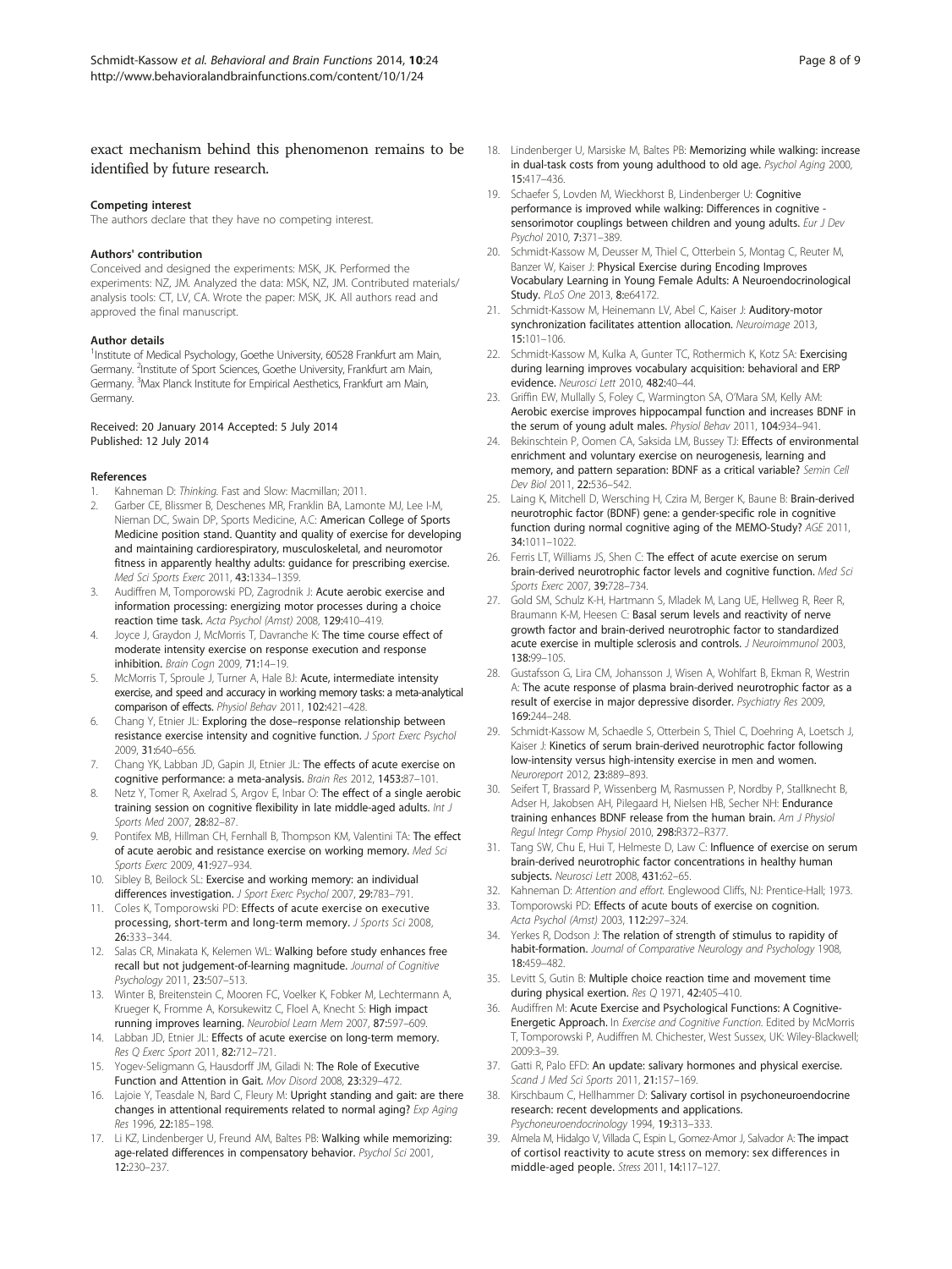exact mechanism behind this phenomenon remains to be identified by future research.

#### Competing interest

The authors declare that they have no competing interest.

#### Authors' contribution

Conceived and designed the experiments: MSK, JK. Performed the experiments: NZ, JM. Analyzed the data: MSK, NZ, JM. Contributed materials/analysis tools: CT, LV, CA. Wrote the paper: MSK, JK. All authors read and approved the final manuscript.

#### Author details

[1]Institute of Medical Psychology, Goethe University, 60528 Frankfurt am Main, Germany. [2]Institute of Sport Sciences, Goethe University, Frankfurt am Main, Germany. [3]Max Planck Institute for Empirical Aesthetics, Frankfurt am Main, Germany.

Received: 20 January 2014 Accepted: 5 July 2014
Published: 12 July 2014

#### References

1. Kahneman D: *Thinking*. Fast and Slow: Macmillan; 2011.
2. Garber CE, Blissmer B, Deschenes MR, Franklin BA, Lamonte MJ, Lee I-M, Nieman DC, Swain DP, Sports Medicine, A.C: **American College of Sports Medicine position stand. Quantity and quality of exercise for developing and maintaining cardiorespiratory, musculoskeletal, and neuromotor fitness in apparently healthy adults: guidance for prescribing exercise.** *Med Sci Sports Exerc* 2011, **43:**1334–1359.
3. Audiffren M, Tomporowski PD, Zagrodnik J: **Acute aerobic exercise and information processing: energizing motor processes during a choice reaction time task.** *Acta Psychol (Amst)* 2008, 129:410–419.
4. Joyce J, Graydon J, McMorris T, Davranche K: **The time course effect of moderate intensity exercise on response execution and response inhibition.** *Brain Cogn* 2009, **71:**14–19.
5. McMorris T, Sproule J, Turner A, Hale BJ: **Acute, intermediate intensity exercise, and speed and accuracy in working memory tasks: a meta-analytical comparison of effects.** *Physiol Behav* 2011, **102:**421–428.
6. Chang Y, Etnier JL: **Exploring the dose–response relationship between resistance exercise intensity and cognitive function.** *J Sport Exerc Psychol* 2009, **31:**640–656.
7. Chang YK, Labban JD, Gapin JI, Etnier JL: **The effects of acute exercise on cognitive performance: a meta-analysis.** *Brain Res* 2012, **1453:**87–101.
8. Netz Y, Tomer R, Axelrad S, Argov E, Inbar O: **The effect of a single aerobic training session on cognitive flexibility in late middle-aged adults.** *Int J Sports Med* 2007, **28:**82–87.
9. Pontifex MB, Hillman CH, Fernhall B, Thompson KM, Valentini TA: **The effect of acute aerobic and resistance exercise on working memory.** *Med Sci Sports Exerc* 2009, **41:**927–934.
10. Sibley B, Beilock SL: **Exercise and working memory: an individual differences investigation.** *J Sport Exerc Psychol* 2007, **29:**783–791.
11. Coles K, Tomporowski PD: **Effects of acute exercise on executive processing, short-term and long-term memory.** *J Sports Sci* 2008, **26:**333–344.
12. Salas CR, Minakata K, Kelemen WL: **Walking before study enhances free recall but not judgement-of-learning magnitude.** *Journal of Cognitive Psychology* 2011, **23:**507–513.
13. Winter B, Breitenstein C, Mooren FC, Voelker K, Fobker M, Lechtermann A, Krueger K, Fromme A, Korsukewitz C, Floel A, Knecht S: **High impact running improves learning.** *Neurobiol Learn Mem* 2007, **87:**597–609.
14. Labban JD, Etnier JL: **Effects of acute exercise on long-term memory.** *Res Q Exerc Sport* 2011, **82:**712–721.
15. Yogev-Seligmann G, Hausdorff JM, Giladi N: **The Role of Executive Function and Attention in Gait.** *Mov Disord* 2008, **23:**329–472.
16. Lajoie Y, Teasdale N, Bard C, Fleury M: **Upright standing and gait: are there changes in attentional requirements related to normal aging?** *Exp Aging Res* 1996, **22:**185–198.
17. Li KZ, Lindenberger U, Freund AM, Baltes PB: **Walking while memorizing: age-related differences in compensatory behavior.** *Psychol Sci* 2001, **12:**230–237.
18. Lindenberger U, Marsiske M, Baltes PB: **Memorizing while walking: increase in dual-task costs from young adulthood to old age.** *Psychol Aging* 2000, **15:**417–436.
19. Schaefer S, Lovden M, Wieckhorst B, Lindenberger U: **Cognitive performance is improved while walking: Differences in cognitive - sensorimotor couplings between children and young adults.** *Eur J Dev Psychol* 2010, **7:**371–389.
20. Schmidt-Kassow M, Deusser M, Thiel C, Otterbein S, Montag C, Reuter M, Banzer W, Kaiser J: **Physical Exercise during Encoding Improves Vocabulary Learning in Young Female Adults: A Neuroendocrinological Study.** *PLoS One* 2013, **8:**e64172.
21. Schmidt-Kassow M, Heinemann LV, Abel C, Kaiser J: **Auditory-motor synchronization facilitates attention allocation.** *Neuroimage* 2013, **15:**101–106.
22. Schmidt-Kassow M, Kulka A, Gunter TC, Rothermich K, Kotz SA: **Exercising during learning improves vocabulary acquisition: behavioral and ERP evidence.** *Neurosci Lett* 2010, **482:**40–44.
23. Griffin EW, Mullally S, Foley C, Warmington SA, O'Mara SM, Kelly AM: **Aerobic exercise improves hippocampal function and increases BDNF in the serum of young adult males.** *Physiol Behav* 2011, **104:**934–941.
24. Bekinschtein P, Oomen CA, Saksida LM, Bussey TJ: **Effects of environmental enrichment and voluntary exercise on neurogenesis, learning and memory, and pattern separation: BDNF as a critical variable?** *Semin Cell Dev Biol* 2011, **22:**536–542.
25. Laing K, Mitchell D, Wersching H, Czira M, Berger K, Baune B: **Brain-derived neurotrophic factor (BDNF) gene: a gender-specific role in cognitive function during normal cognitive aging of the MEMO-Study?** *AGE* 2011, **34:**1011–1022.
26. Ferris LT, Williams JS, Shen C: **The effect of acute exercise on serum brain-derived neurotrophic factor levels and cognitive function.** *Med Sci Sports Exerc* 2007, **39:**728–734.
27. Gold SM, Schulz K-H, Hartmann S, Mladek M, Lang UE, Hellweg R, Reer R, Braumann K-M, Heesen C: **Basal serum levels and reactivity of nerve growth factor and brain-derived neurotrophic factor to standardized acute exercise in multiple sclerosis and controls.** *J Neuroimmunol* 2003, **138:**99–105.
28. Gustafsson G, Lira CM, Johansson J, Wisen A, Wohlfart B, Ekman R, Westrin A: **The acute response of plasma brain-derived neurotrophic factor as a result of exercise in major depressive disorder.** *Psychiatry Res* 2009, **169:**244–248.
29. Schmidt-Kassow M, Schaedle S, Otterbein S, Thiel C, Doehring A, Loetsch J, Kaiser J: **Kinetics of serum brain-derived neurotrophic factor following low-intensity versus high-intensity exercise in men and women.** *Neuroreport* 2012, **23:**889–893.
30. Seifert T, Brassard P, Wissenberg M, Rasmussen P, Nordby P, Stallknecht B, Adser H, Jakobsen AH, Pilegaard H, Nielsen HB, Secher NH: **Endurance training enhances BDNF release from the human brain.** *Am J Physiol Regul Integr Comp Physiol* 2010, **298:**R372–R377.
31. Tang SW, Chu E, Hui T, Helmeste D, Law C: **Influence of exercise on serum brain-derived neurotrophic factor concentrations in healthy human subjects.** *Neurosci Lett* 2008, **431:**62–65.
32. Kahneman D: *Attention and effort.* Englewood Cliffs, NJ: Prentice-Hall; 1973.
33. Tomporowski PD: **Effects of acute bouts of exercise on cognition.** *Acta Psychol (Amst)* 2003, **112:**297–324.
34. Yerkes R, Dodson J: **The relation of strength of stimulus to rapidity of habit-formation.** *Journal of Comparative Neurology and Psychology* 1908, **18:**459–482.
35. Levitt S, Gutin B: **Multiple choice reaction time and movement time during physical exertion.** *Res Q* 1971, **42:**405–410.
36. Audiffren M: **Acute Exercise and Psychological Functions: A Cognitive-Energetic Approach.** In *Exercise and Cognitive Function.* Edited by McMorris T, Tomporowski P, Audiffren M. Chichester, West Sussex, UK: Wiley-Blackwell; 2009:3–39.
37. Gatti R, Palo EFD: **An update: salivary hormones and physical exercise.** *Scand J Med Sci Sports* 2011, **21:**157–169.
38. Kirschbaum C, Hellhammer D: **Salivary cortisol in psychoneuroendocrine research: recent developments and applications.** *Psychoneuroendocrinology* 1994, **19:**313–333.
39. Almela M, Hidalgo V, Villada C, Espin L, Gomez-Amor J, Salvador A: **The impact of cortisol reactivity to acute stress on memory: sex differences in middle-aged people.** *Stress* 2011, **14:**117–127.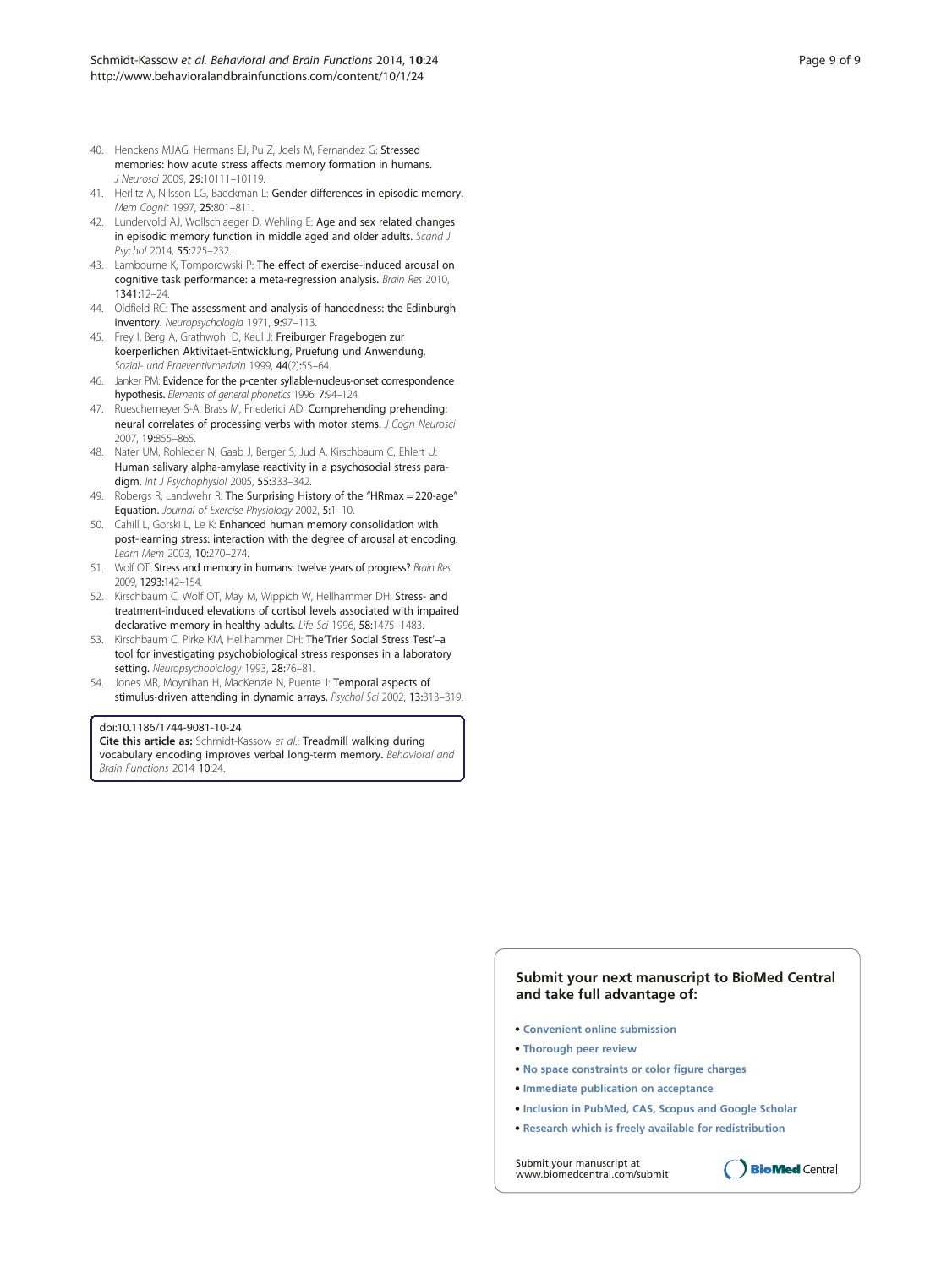40. Henckens MJAG, Hermans EJ, Pu Z, Joels M, Fernandez G: **Stressed memories: how acute stress affects memory formation in humans.** *J Neurosci* 2009, **29:**10111–10119.
41. Herlitz A, Nilsson LG, Baeckman L: **Gender differences in episodic memory.** *Mem Cognit* 1997, **25:**801–811.
42. Lundervold AJ, Wollschlaeger D, Wehling E: **Age and sex related changes in episodic memory function in middle aged and older adults.** *Scand J Psychol* 2014, **55:**225–232.
43. Lambourne K, Tomporowski P: **The effect of exercise-induced arousal on cognitive task performance: a meta-regression analysis.** *Brain Res* 2010, **1341:**12–24.
44. Oldfield RC: **The assessment and analysis of handedness: the Edinburgh inventory.** *Neuropsychologia* 1971, **9:**97–113.
45. Frey I, Berg A, Grathwohl D, Keul J: **Freiburger Fragebogen zur koerperlichen Aktivitaet-Entwicklung, Pruefung und Anwendung.** *Sozial- und Praeventivmedizin* 1999, **44**(2)**:**55–64.
46. Janker PM: **Evidence for the p-center syllable-nucleus-onset correspondence hypothesis.** *Elements of general phonetics* 1996, **7:**94–124.
47. Rueschemeyer S-A, Brass M, Friederici AD: **Comprehending prehending: neural correlates of processing verbs with motor stems.** *J Cogn Neurosci* 2007, **19:**855–865.
48. Nater UM, Rohleder N, Gaab J, Berger S, Jud A, Kirschbaum C, Ehlert U: **Human salivary alpha-amylase reactivity in a psychosocial stress paradigm.** *Int J Psychophysiol* 2005, **55:**333–342.
49. Robergs R, Landwehr R: **The Surprising History of the "HRmax = 220-age" Equation.** *Journal of Exercise Physiology* 2002, **5:**1–10.
50. Cahill L, Gorski L, Le K: **Enhanced human memory consolidation with post-learning stress: interaction with the degree of arousal at encoding.** *Learn Mem* 2003, **10:**270–274.
51. Wolf OT: **Stress and memory in humans: twelve years of progress?** *Brain Res* 2009, **1293:**142–154.
52. Kirschbaum C, Wolf OT, May M, Wippich W, Hellhammer DH: **Stress- and treatment-induced elevations of cortisol levels associated with impaired declarative memory in healthy adults.** *Life Sci* 1996, **58:**1475–1483.
53. Kirschbaum C, Pirke KM, Hellhammer DH: **The'Trier Social Stress Test'–a tool for investigating psychobiological stress responses in a laboratory setting.** *Neuropsychobiology* 1993, **28:**76–81.
54. Jones MR, Moynihan H, MacKenzie N, Puente J: **Temporal aspects of stimulus-driven attending in dynamic arrays.** *Psychol Sci* 2002, **13:**313–319.

doi:10.1186/1744-9081-10-24
**Cite this article as:** Schmidt-Kassow *et al.*: Treadmill walking during vocabulary encoding improves verbal long-term memory. *Behavioral and Brain Functions* 2014 **10**:24.

**Submit your next manuscript to BioMed Central and take full advantage of:**

- **Convenient online submission**
- **Thorough peer review**
- **No space constraints or color figure charges**
- **Immediate publication on acceptance**
- **Inclusion in PubMed, CAS, Scopus and Google Scholar**
- **Research which is freely available for redistribution**

Submit your manuscript at
www.biomedcentral.com/submit

BioMed Central